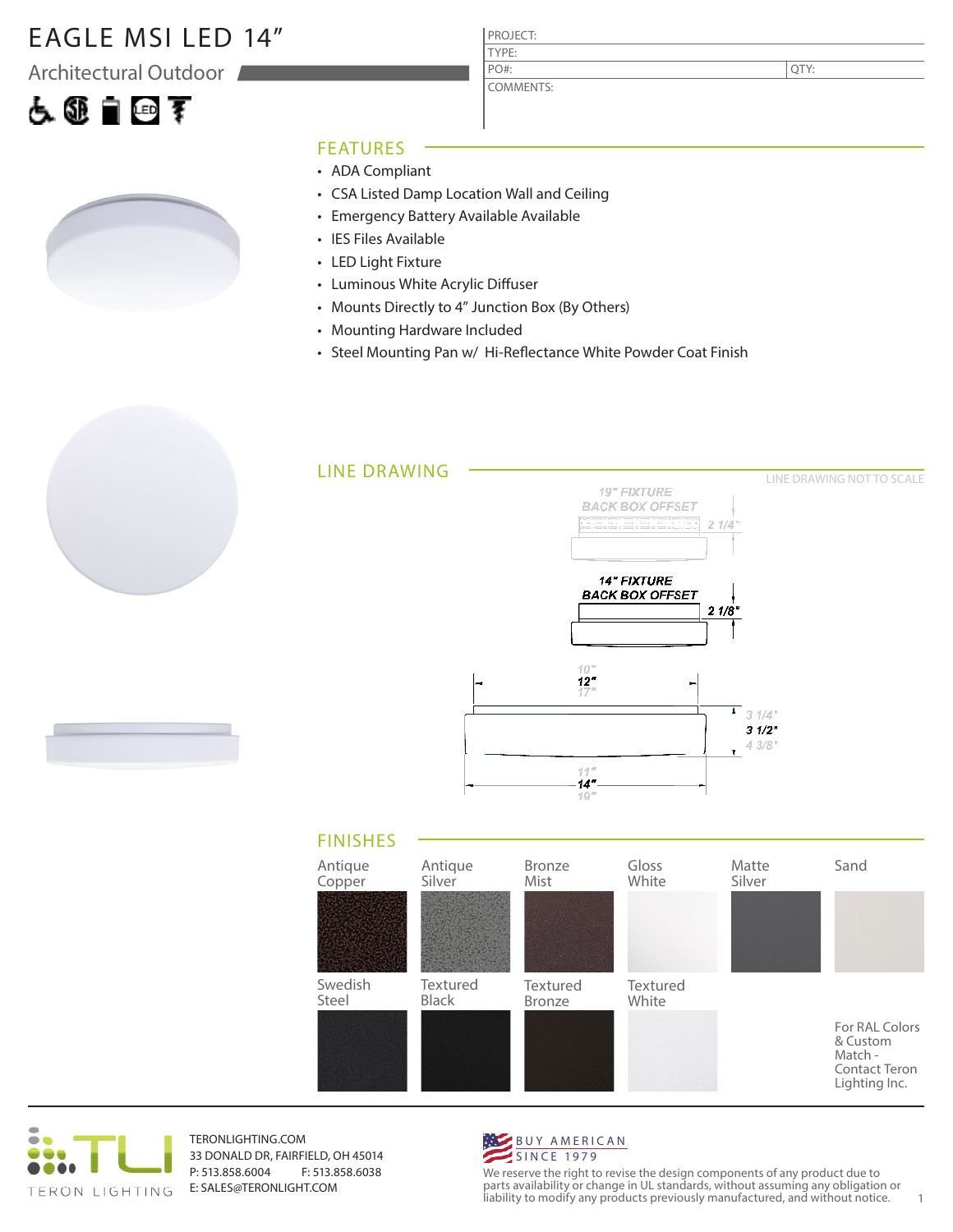# EAGLE MSI LED 14"

## Architectural Outdoor

| PROJECT: | |
|---|---|
| TYPE: | |
| PO#: | QTY: |
| COMMENTS: | |

## FEATURES

- ADA Compliant
- CSA Listed Damp Location Wall and Ceiling
- Emergency Battery Available Available
- IES Files Available
- LED Light Fixture
- Luminous White Acrylic Diffuser
- Mounts Directly to 4" Junction Box (By Others)
- Mounting Hardware Included
- Steel Mounting Pan w/ Hi-Reflectance White Powder Coat Finish

## LINE DRAWING

LINE DRAWING NOT TO SCALE

19" FIXTURE BACK BOX OFFSET 2 1/4"

14" FIXTURE BACK BOX OFFSET 2 1/8"

10" / 12" / 17"

3 1/4" / 3 1/2" / 4 3/8"

11" / 14" / 19"

## FINISHES

- Antique Copper
- Antique Silver
- Bronze Mist
- Gloss White
- Matte Silver
- Sand
- Swedish Steel
- Textured Black
- Textured Bronze
- Textured White

For RAL Colors & Custom Match - Contact Teron Lighting Inc.

TERON LIGHTING

TERONLIGHTING.COM
33 DONALD DR, FAIRFIELD, OH 45014
P: 513.858.6004 F: 513.858.6038
E: SALES@TERONLIGHT.COM

BUY AMERICAN SINCE 1979

We reserve the right to revise the design components of any product due to parts availability or change in UL standards, without assuming any obligation or liability to modify any products previously manufactured, and without notice.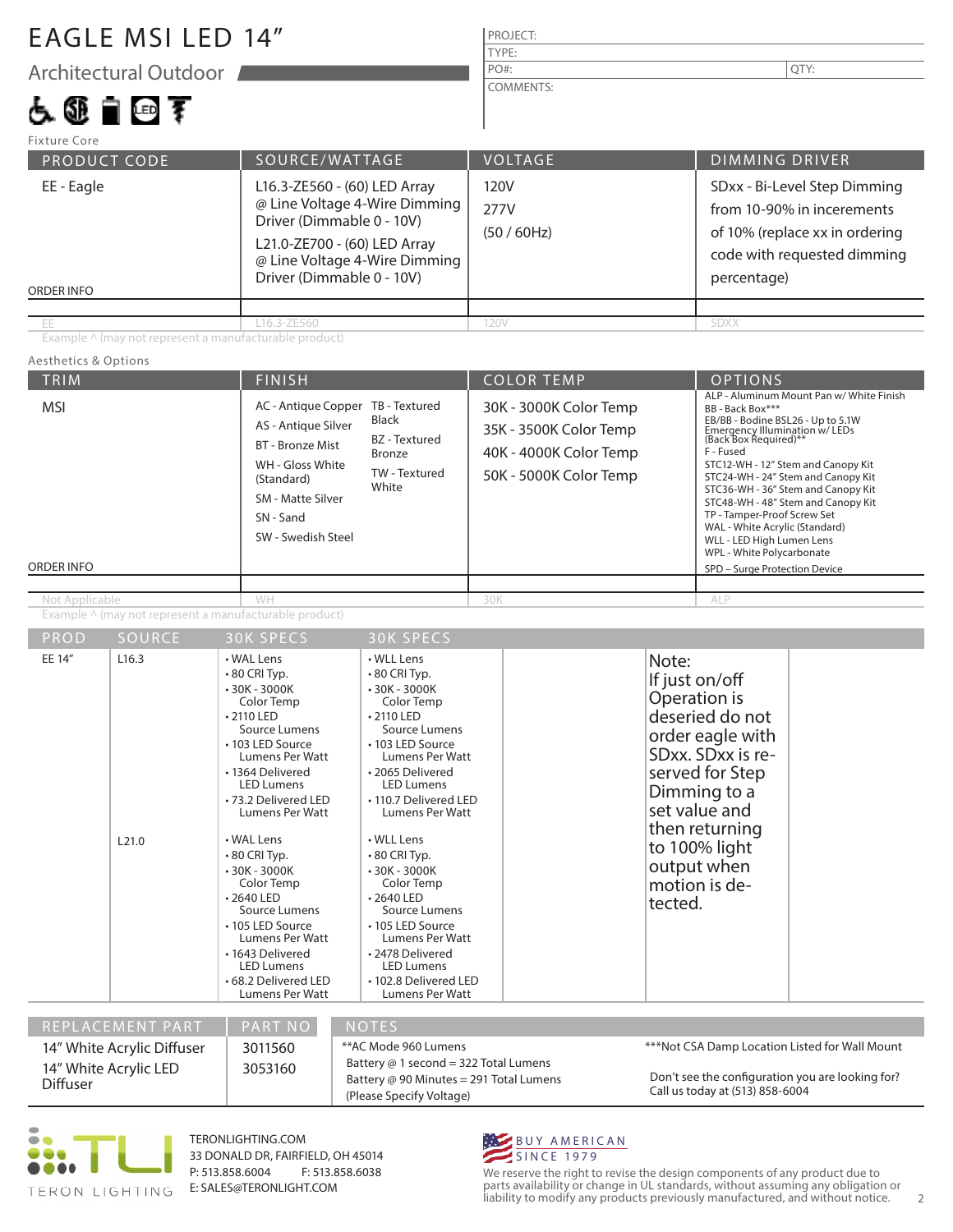# EAGLE MSI LED 14"

## Architectural Outdoor

| PROJECT: | |
|---|---|
| TYPE: | |
| PO#: | QTY: |
| COMMENTS: | |

Fixture Core

| PRODUCT CODE | SOURCE/WATTAGE | VOLTAGE | DIMMING DRIVER |
|---|---|---|---|
| EE - Eagle | L16.3-ZE560 - (60) LED Array @ Line Voltage 4-Wire Dimming Driver (Dimmable 0 - 10V)<br>L21.0-ZE700 - (60) LED Array @ Line Voltage 4-Wire Dimming Driver (Dimmable 0 - 10V) | 120V<br>277V<br>(50 / 60Hz) | SDxx - Bi-Level Step Dimming from 10-90% in increments of 10% (replace xx in ordering code with requested dimming percentage) |
| ORDER INFO | | | |
| EE | L16.3-ZE560 | 120V | SDXX |

Example ^ (may not represent a manufacturable product)

Aesthetics & Options

| TRIM | FINISH | COLOR TEMP | OPTIONS |
|---|---|---|---|
| MSI | AC - Antique Copper<br>AS - Antique Silver<br>BT - Bronze Mist<br>WH - Gloss White (Standard)<br>SM - Matte Silver<br>SN - Sand<br>SW - Swedish Steel<br>TB - Textured Black<br>BZ - Textured Bronze<br>TW - Textured White | 30K - 3000K Color Temp<br>35K - 3500K Color Temp<br>40K - 4000K Color Temp<br>50K - 5000K Color Temp | ALP - Aluminum Mount Pan w/ White Finish<br>BB - Back Box***<br>EB/BB - Bodine BSL26 - Up to 5.1W Emergency Illumination w/ LEDs (Back Box Required)**<br>F - Fused<br>STC12-WH - 12" Stem and Canopy Kit<br>STC24-WH - 24" Stem and Canopy Kit<br>STC36-WH - 36" Stem and Canopy Kit<br>STC48-WH - 48" Stem and Canopy Kit<br>TP - Tamper-Proof Screw Set<br>WAL - White Acrylic (Standard)<br>WLL - LED High Lumen Lens<br>WPL - White Polycarbonate<br>SPD – Surge Protection Device |
| ORDER INFO | | | |
| Not Applicable | WH | 30K | ALP |

Example ^ (may not represent a manufacturable product)

| PROD | SOURCE | 30K SPECS | 30K SPECS |
|---|---|---|---|
| EE 14" | L16.3 | • WAL Lens<br>• 80 CRI Typ.<br>• 30K - 3000K Color Temp<br>• 2110 LED Source Lumens<br>• 103 LED Source Lumens Per Watt<br>• 1364 Delivered LED Lumens<br>• 73.2 Delivered LED Lumens Per Watt | • WLL Lens<br>• 80 CRI Typ.<br>• 30K - 3000K Color Temp<br>• 2110 LED Source Lumens<br>• 103 LED Source Lumens Per Watt<br>• 2065 Delivered LED Lumens<br>• 110.7 Delivered LED Lumens Per Watt |
| | L21.0 | • WAL Lens<br>• 80 CRI Typ.<br>• 30K - 3000K Color Temp<br>• 2640 LED Source Lumens<br>• 105 LED Source Lumens Per Watt<br>• 1643 Delivered LED Lumens<br>• 68.2 Delivered LED Lumens Per Watt | • WLL Lens<br>• 80 CRI Typ.<br>• 30K - 3000K Color Temp<br>• 2640 LED Source Lumens<br>• 105 LED Source Lumens Per Watt<br>• 2478 Delivered LED Lumens<br>• 102.8 Delivered LED Lumens Per Watt |

Note:
If just on/off Operation is deseried do not order eagle with SDxx. SDxx is reserved for Step Dimming to a set value and then returning to 100% light output when motion is detected.

| REPLACEMENT PART | PART NO |
|---|---|
| 14" White Acrylic Diffuser | 3011560 |
| 14" White Acrylic LED Diffuser | 3053160 |

**NOTES**

**AC Mode 960 Lumens
Battery @ 1 second = 322 Total Lumens
Battery @ 90 Minutes = 291 Total Lumens
(Please Specify Voltage)

***Not CSA Damp Location Listed for Wall Mount

Don't see the configuration you are looking for? Call us today at (513) 858-6004

TERON LIGHTING

TERONLIGHTING.COM
33 DONALD DR, FAIRFIELD, OH 45014
P: 513.858.6004 F: 513.858.6038
E: SALES@TERONLIGHT.COM

BUY AMERICAN SINCE 1979

We reserve the right to revise the design components of any product due to parts availability or change in UL standards, without assuming any obligation or liability to modify any products previously manufactured, and without notice.